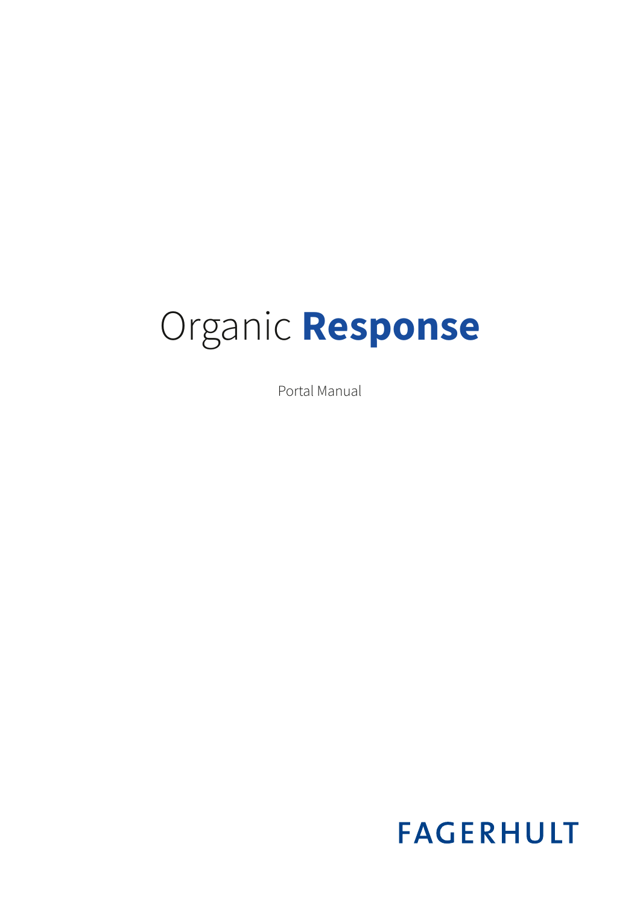# Organic **Response**

Portal Manual

FAGERHULT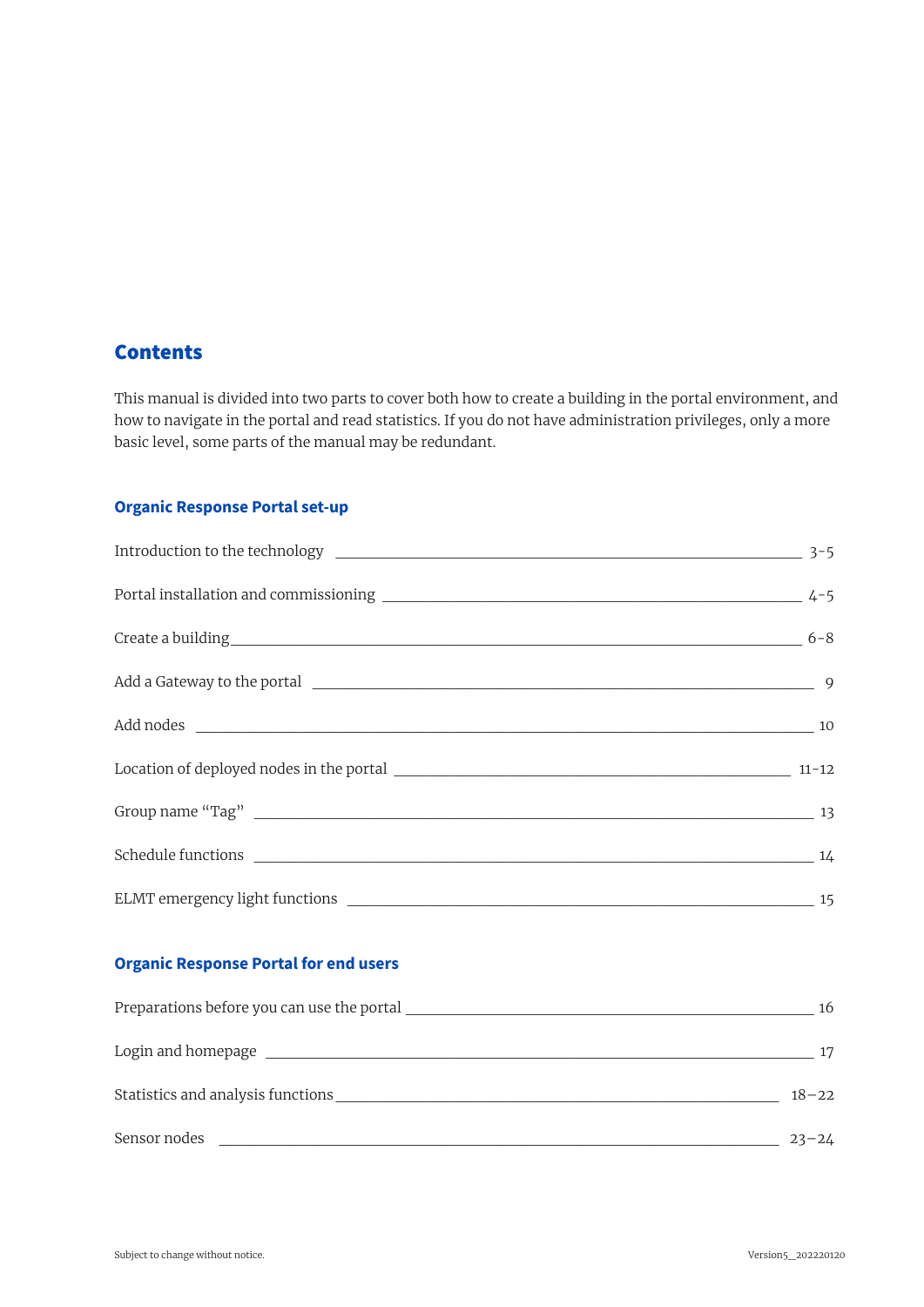# Contents

This manual is divided into two parts to cover both how to create a building in the portal environment, and how to navigate in the portal and read statistics. If you do not have administration privileges, only a more basic level, some parts of the manual may be redundant.

## Organic Response Portal set-up

| | |
|---|---|
| Introduction to the technology | 3-5 |
| Portal installation and commissioning | 4-5 |
| Create a building | 6-8 |
| Add a Gateway to the portal | 9 |
| Add nodes | 10 |
| Location of deployed nodes in the portal | 11-12 |
| Group name “Tag” | 13 |
| Schedule functions | 14 |
| ELMT emergency light functions | 15 |

## Organic Response Portal for end users

| | |
|---|---|
| Preparations before you can use the portal | 16 |
| Login and homepage | 17 |
| Statistics and analysis functions | 18–22 |
| Sensor nodes | 23–24 |

Subject to change without notice.

Version5_202220120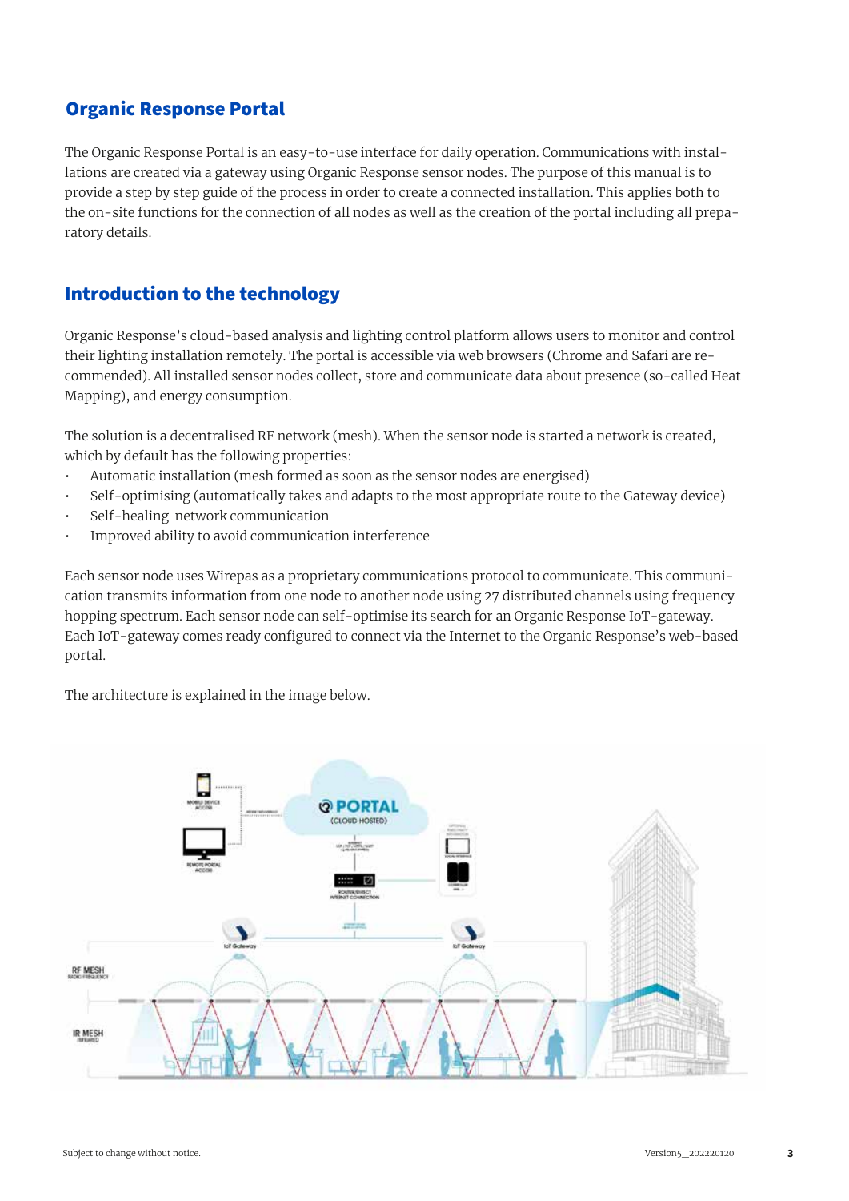## Organic Response Portal

The Organic Response Portal is an easy-to-use interface for daily operation. Communications with installations are created via a gateway using Organic Response sensor nodes. The purpose of this manual is to provide a step by step guide of the process in order to create a connected installation. This applies both to the on-site functions for the connection of all nodes as well as the creation of the portal including all preparatory details.

## Introduction to the technology

Organic Response's cloud-based analysis and lighting control platform allows users to monitor and control their lighting installation remotely. The portal is accessible via web browsers (Chrome and Safari are recommended). All installed sensor nodes collect, store and communicate data about presence (so-called Heat Mapping), and energy consumption.

The solution is a decentralised RF network (mesh). When the sensor node is started a network is created, which by default has the following properties:

- Automatic installation (mesh formed as soon as the sensor nodes are energised)
- Self-optimising (automatically takes and adapts to the most appropriate route to the Gateway device)
- Self-healing network communication
- Improved ability to avoid communication interference

Each sensor node uses Wirepas as a proprietary communications protocol to communicate. This communication transmits information from one node to another node using 27 distributed channels using frequency hopping spectrum. Each sensor node can self-optimise its search for an Organic Response IoT-gateway. Each IoT-gateway comes ready configured to connect via the Internet to the Organic Response's web-based portal.

The architecture is explained in the image below.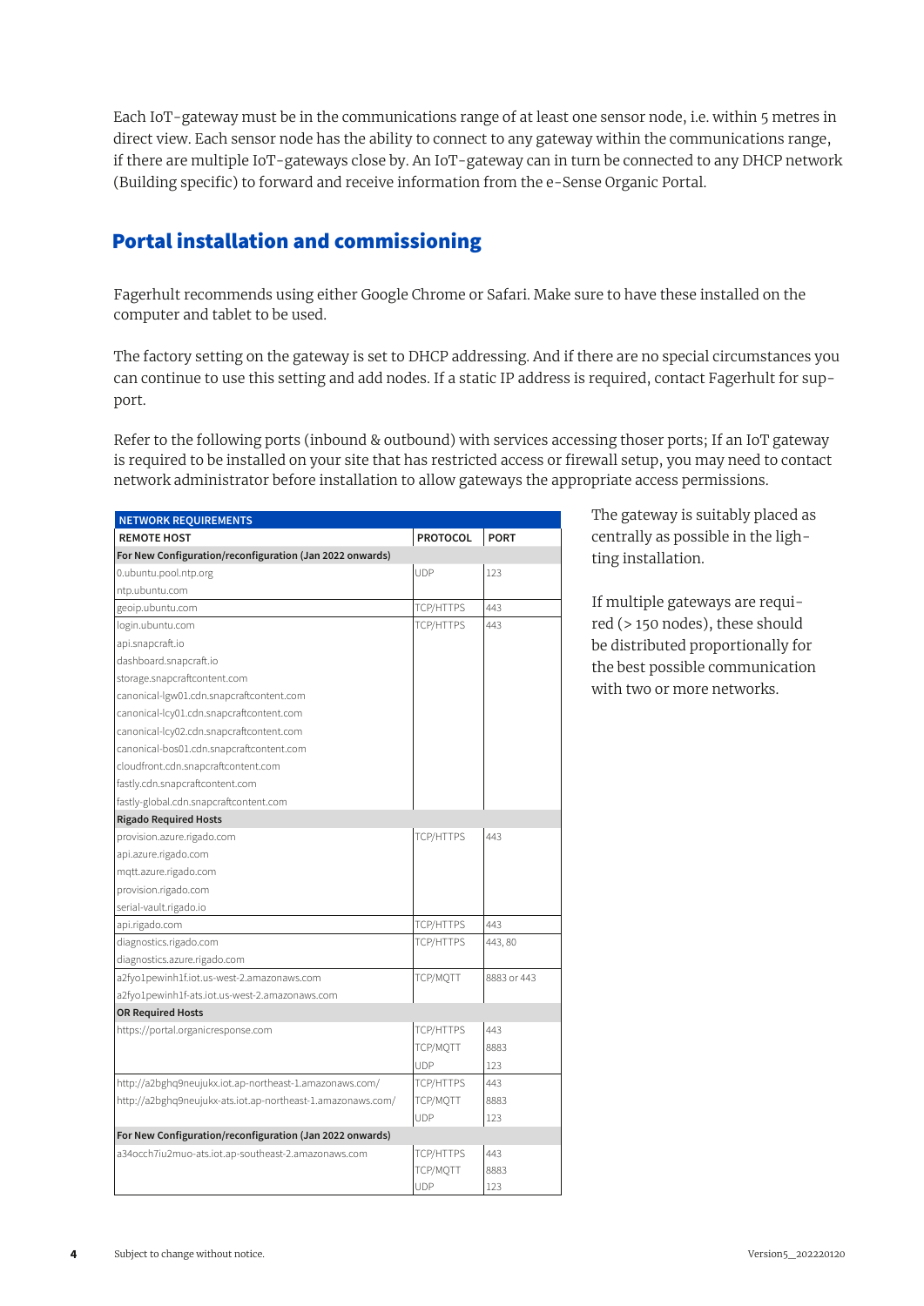Each IoT-gateway must be in the communications range of at least one sensor node, i.e. within 5 metres in direct view. Each sensor node has the ability to connect to any gateway within the communications range, if there are multiple IoT-gateways close by. An IoT-gateway can in turn be connected to any DHCP network (Building specific) to forward and receive information from the e-Sense Organic Portal.

## Portal installation and commissioning

Fagerhult recommends using either Google Chrome or Safari. Make sure to have these installed on the computer and tablet to be used.

The factory setting on the gateway is set to DHCP addressing. And if there are no special circumstances you can continue to use this setting and add nodes. If a static IP address is required, contact Fagerhult for support.

Refer to the following ports (inbound & outbound) with services accessing thoser ports; If an IoT gateway is required to be installed on your site that has restricted access or firewall setup, you may need to contact network administrator before installation to allow gateways the appropriate access permissions.

| NETWORK REQUIREMENTS | | |
|---|---|---|
| **REMOTE HOST** | **PROTOCOL** | **PORT** |
| **For New Configuration/reconfiguration (Jan 2022 onwards)** | | |
| 0.ubuntu.pool.ntp.org<br>ntp.ubuntu.com | UDP | 123 |
| geoip.ubuntu.com | TCP/HTTPS | 443 |
| login.ubuntu.com<br>api.snapcraft.io<br>dashboard.snapcraft.io<br>storage.snapcraftcontent.com<br>canonical-lgw01.cdn.snapcraftcontent.com<br>canonical-lcy01.cdn.snapcraftcontent.com<br>canonical-lcy02.cdn.snapcraftcontent.com<br>canonical-bos01.cdn.snapcraftcontent.com<br>cloudfront.cdn.snapcraftcontent.com<br>fastly.cdn.snapcraftcontent.com<br>fastly-global.cdn.snapcraftcontent.com | TCP/HTTPS | 443 |
| **Rigado Required Hosts** | | |
| provision.azure.rigado.com<br>api.azure.rigado.com<br>mqtt.azure.rigado.com<br>provision.rigado.com<br>serial-vault.rigado.io | TCP/HTTPS | 443 |
| api.rigado.com | TCP/HTTPS | 443 |
| diagnostics.rigado.com<br>diagnostics.azure.rigado.com | TCP/HTTPS | 443, 80 |
| a2fyo1pewinh1f.iot.us-west-2.amazonaws.com<br>a2fyo1pewinh1f-ats.iot.us-west-2.amazonaws.com | TCP/MQTT | 8883 or 443 |
| **OR Required Hosts** | | |
| https://portal.organicresponse.com | TCP/HTTPS<br>TCP/MQTT<br>UDP | 443<br>8883<br>123 |
| http://a2bghq9neujukx.iot.ap-northeast-1.amazonaws.com/<br>http://a2bghq9neujukx-ats.iot.ap-northeast-1.amazonaws.com/ | TCP/HTTPS<br>TCP/MQTT<br>UDP | 443<br>8883<br>123 |
| **For New Configuration/reconfiguration (Jan 2022 onwards)** | | |
| a34occh7iu2muo-ats.iot.ap-southeast-2.amazonaws.com | TCP/HTTPS<br>TCP/MQTT<br>UDP | 443<br>8883<br>123 |

The gateway is suitably placed as centrally as possible in the lighting installation.

If multiple gateways are required (> 150 nodes), these should be distributed proportionally for the best possible communication with two or more networks.

Subject to change without notice.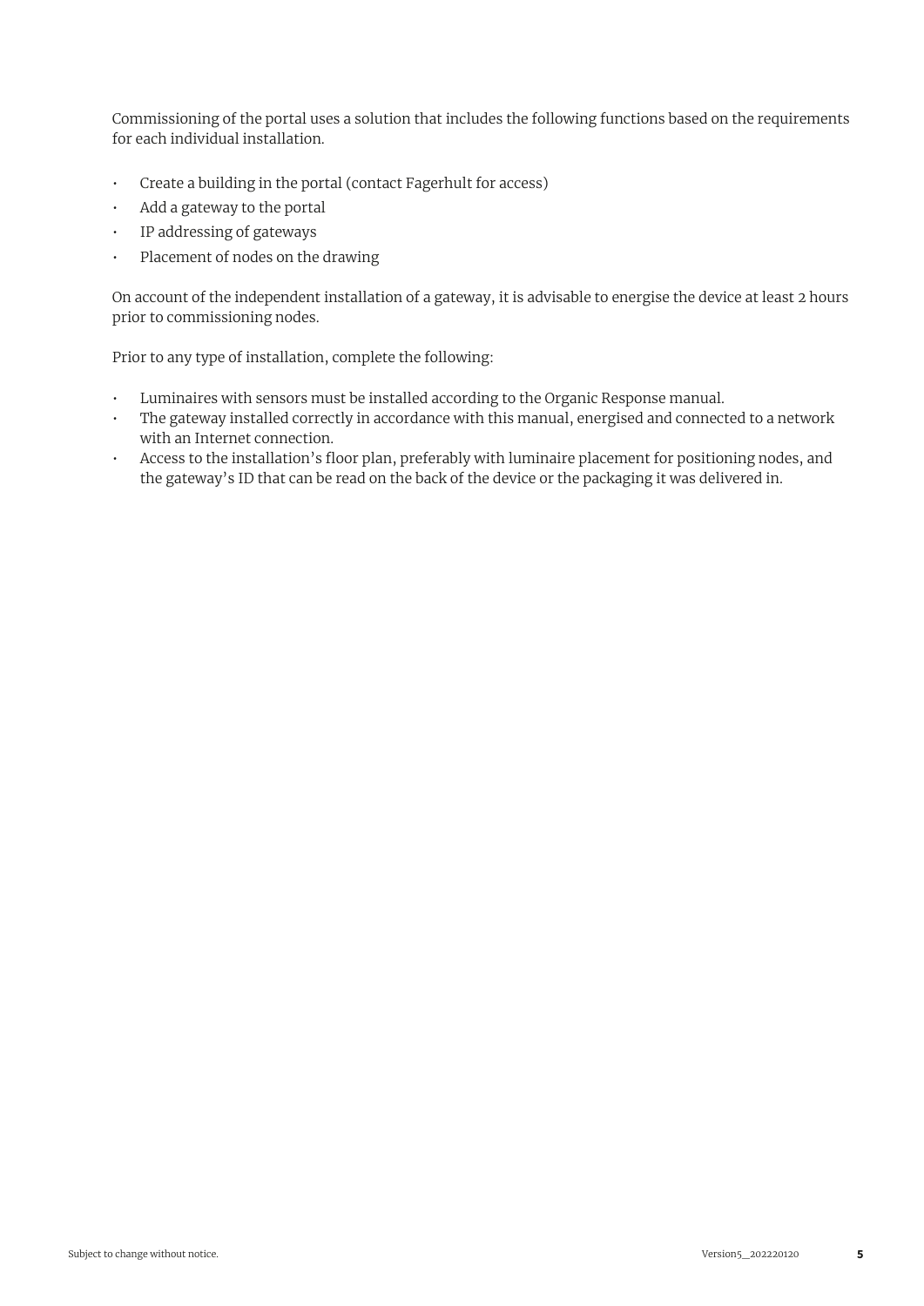Commissioning of the portal uses a solution that includes the following functions based on the requirements for each individual installation.

- Create a building in the portal (contact Fagerhult for access)
- Add a gateway to the portal
- IP addressing of gateways
- Placement of nodes on the drawing

On account of the independent installation of a gateway, it is advisable to energise the device at least 2 hours prior to commissioning nodes.

Prior to any type of installation, complete the following:

- Luminaires with sensors must be installed according to the Organic Response manual.
- The gateway installed correctly in accordance with this manual, energised and connected to a network with an Internet connection.
- Access to the installation's floor plan, preferably with luminaire placement for positioning nodes, and the gateway's ID that can be read on the back of the device or the packaging it was delivered in.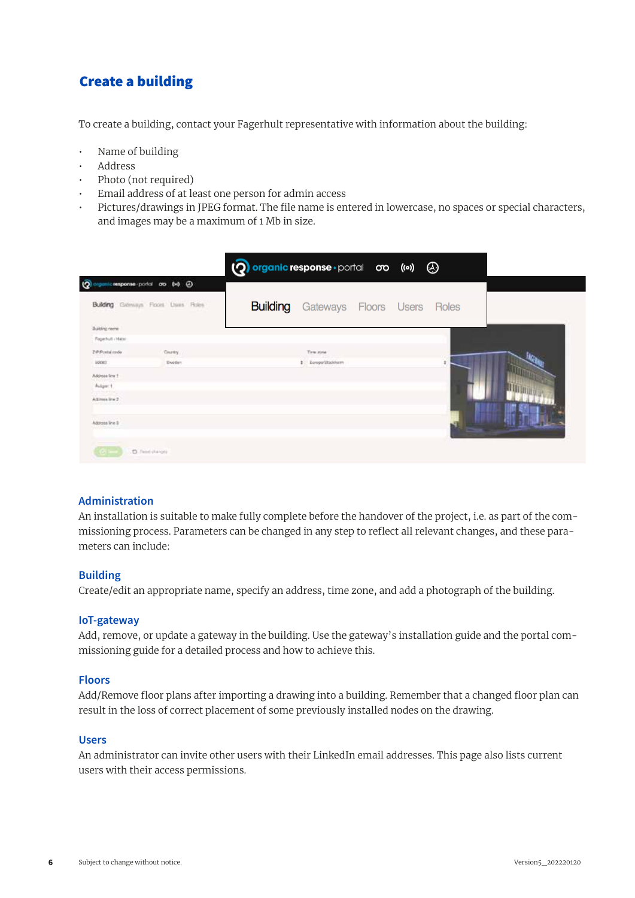## Create a building

To create a building, contact your Fagerhult representative with information about the building:

- Name of building
- Address
- Photo (not required)
- Email address of at least one person for admin access
- Pictures/drawings in JPEG format. The file name is entered in lowercase, no spaces or special characters, and images may be a maximum of 1 Mb in size.

### Administration

An installation is suitable to make fully complete before the handover of the project, i.e. as part of the commissioning process. Parameters can be changed in any step to reflect all relevant changes, and these parameters can include:

### Building

Create/edit an appropriate name, specify an address, time zone, and add a photograph of the building.

### IoT-gateway

Add, remove, or update a gateway in the building. Use the gateway's installation guide and the portal commissioning guide for a detailed process and how to achieve this.

### Floors

Add/Remove floor plans after importing a drawing into a building. Remember that a changed floor plan can result in the loss of correct placement of some previously installed nodes on the drawing.

### Users

An administrator can invite other users with their LinkedIn email addresses. This page also lists current users with their access permissions.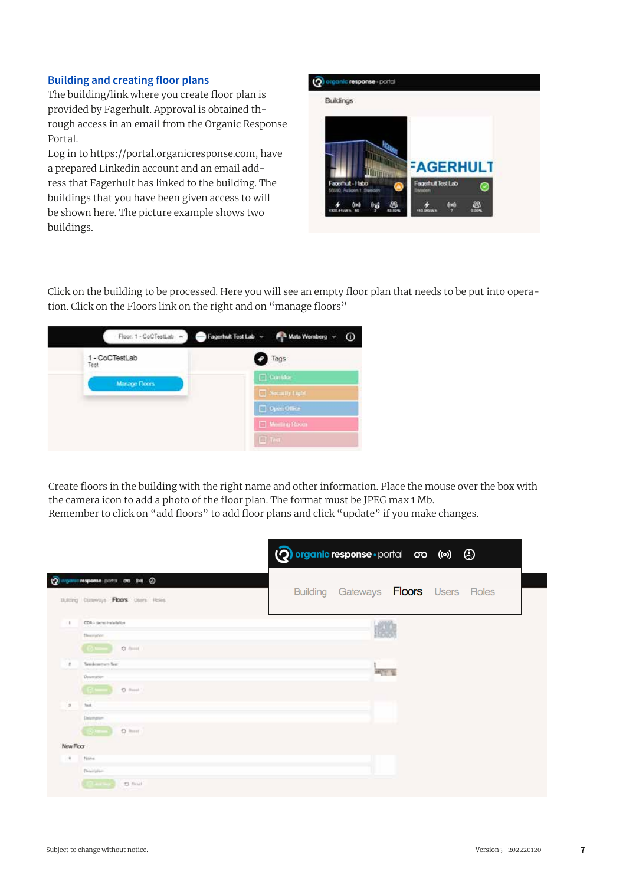## Building and creating floor plans

The building/link where you create floor plan is provided by Fagerhult. Approval is obtained through access in an email from the Organic Response Portal.

Log in to https://portal.organicresponse.com, have a prepared Linkedin account and an email address that Fagerhult has linked to the building. The buildings that you have been given access to will be shown here. The picture example shows two buildings.

Click on the building to be processed. Here you will see an empty floor plan that needs to be put into operation. Click on the Floors link on the right and on "manage floors"

Create floors in the building with the right name and other information. Place the mouse over the box with the camera icon to add a photo of the floor plan. The format must be JPEG max 1 Mb.
Remember to click on "add floors" to add floor plans and click "update" if you make changes.

Subject to change without notice.

Version5_202220120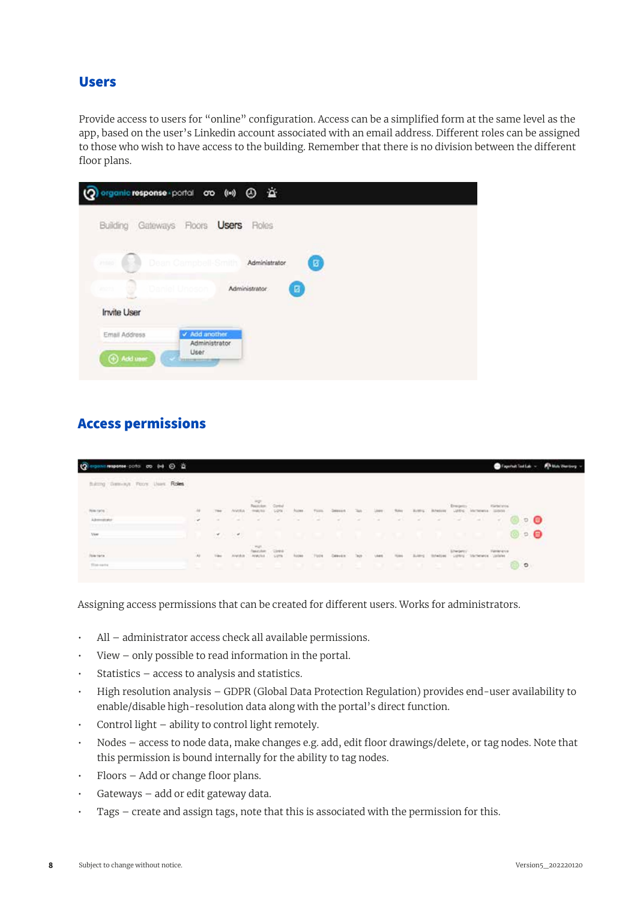## Users

Provide access to users for "online" configuration. Access can be a simplified form at the same level as the app, based on the user's Linkedin account associated with an email address. Different roles can be assigned to those who wish to have access to the building. Remember that there is no division between the different floor plans.

## Access permissions

Assigning access permissions that can be created for different users. Works for administrators.

- All – administrator access check all available permissions.
- View – only possible to read information in the portal.
- Statistics – access to analysis and statistics.
- High resolution analysis – GDPR (Global Data Protection Regulation) provides end-user availability to enable/disable high-resolution data along with the portal's direct function.
- Control light – ability to control light remotely.
- Nodes – access to node data, make changes e.g. add, edit floor drawings/delete, or tag nodes. Note that this permission is bound internally for the ability to tag nodes.
- Floors – Add or change floor plans.
- Gateways – add or edit gateway data.
- Tags – create and assign tags, note that this is associated with the permission for this.

Subject to change without notice.

Version5_202220120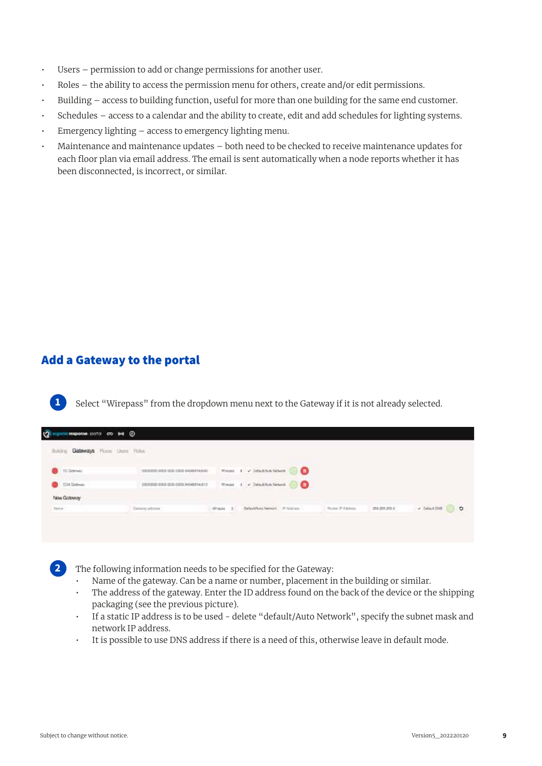- Users – permission to add or change permissions for another user.
- Roles – the ability to access the permission menu for others, create and/or edit permissions.
- Building – access to building function, useful for more than one building for the same end customer.
- Schedules – access to a calendar and the ability to create, edit and add schedules for lighting systems.
- Emergency lighting – access to emergency lighting menu.
- Maintenance and maintenance updates – both need to be checked to receive maintenance updates for each floor plan via email address. The email is sent automatically when a node reports whether it has been disconnected, is incorrect, or similar.

## Add a Gateway to the portal

1. Select "Wirepass" from the dropdown menu next to the Gateway if it is not already selected.

2. The following information needs to be specified for the Gateway:
   - Name of the gateway. Can be a name or number, placement in the building or similar.
   - The address of the gateway. Enter the ID address found on the back of the device or the shipping packaging (see the previous picture).
   - If a static IP address is to be used - delete "default/Auto Network", specify the subnet mask and network IP address.
   - It is possible to use DNS address if there is a need of this, otherwise leave in default mode.

Subject to change without notice.

Version5_202220120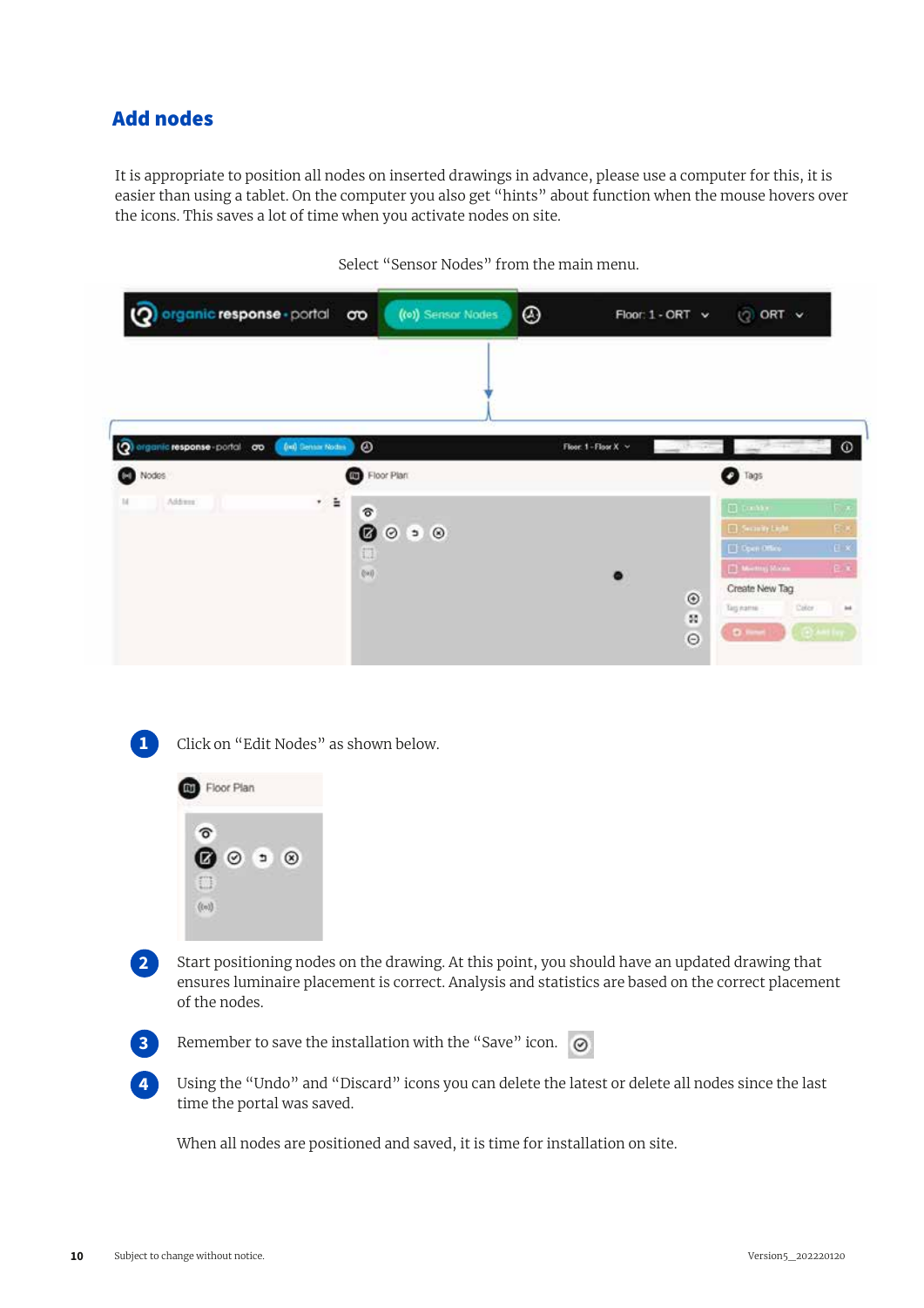## Add nodes

It is appropriate to position all nodes on inserted drawings in advance, please use a computer for this, it is easier than using a tablet. On the computer you also get "hints" about function when the mouse hovers over the icons. This saves a lot of time when you activate nodes on site.

Select "Sensor Nodes" from the main menu.

1. Click on "Edit Nodes" as shown below.
2. Start positioning nodes on the drawing. At this point, you should have an updated drawing that ensures luminaire placement is correct. Analysis and statistics are based on the correct placement of the nodes.
3. Remember to save the installation with the "Save" icon.
4. Using the "Undo" and "Discard" icons you can delete the latest or delete all nodes since the last time the portal was saved.

When all nodes are positioned and saved, it is time for installation on site.

Subject to change without notice.

Version5_202220120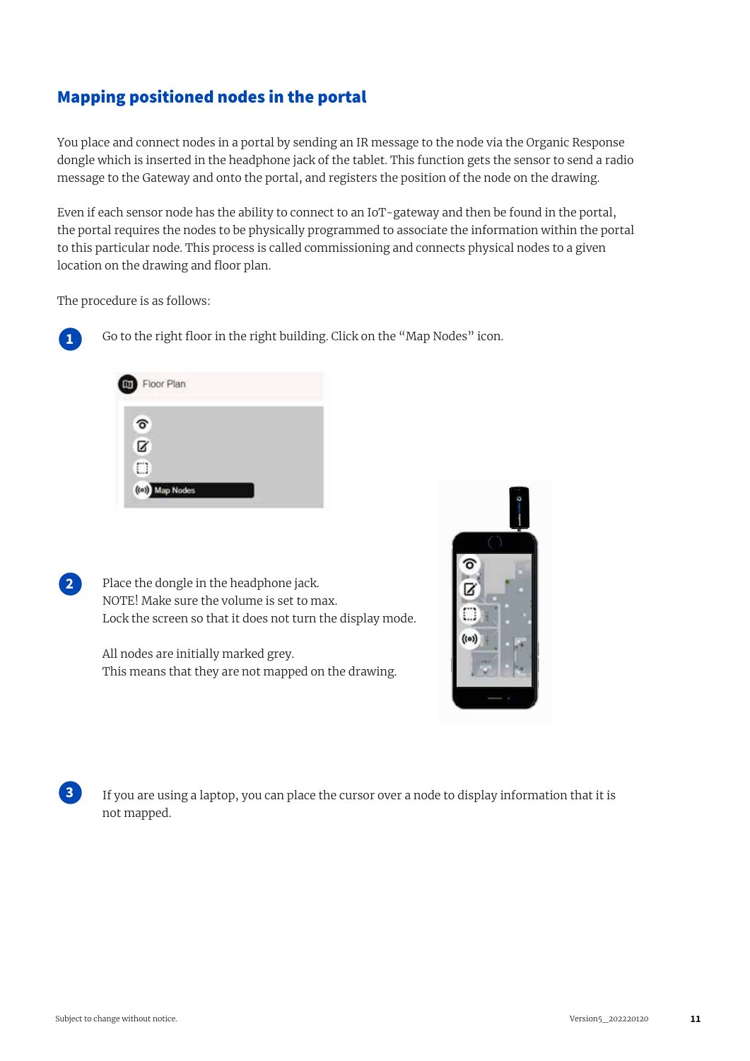## Mapping positioned nodes in the portal

You place and connect nodes in a portal by sending an IR message to the node via the Organic Response dongle which is inserted in the headphone jack of the tablet. This function gets the sensor to send a radio message to the Gateway and onto the portal, and registers the position of the node on the drawing.

Even if each sensor node has the ability to connect to an IoT-gateway and then be found in the portal, the portal requires the nodes to be physically programmed to associate the information within the portal to this particular node. This process is called commissioning and connects physical nodes to a given location on the drawing and floor plan.

The procedure is as follows:

1. Go to the right floor in the right building. Click on the "Map Nodes" icon.

2. Place the dongle in the headphone jack.
   NOTE! Make sure the volume is set to max.
   Lock the screen so that it does not turn the display mode.

   All nodes are initially marked grey.
   This means that they are not mapped on the drawing.

3. If you are using a laptop, you can place the cursor over a node to display information that it is not mapped.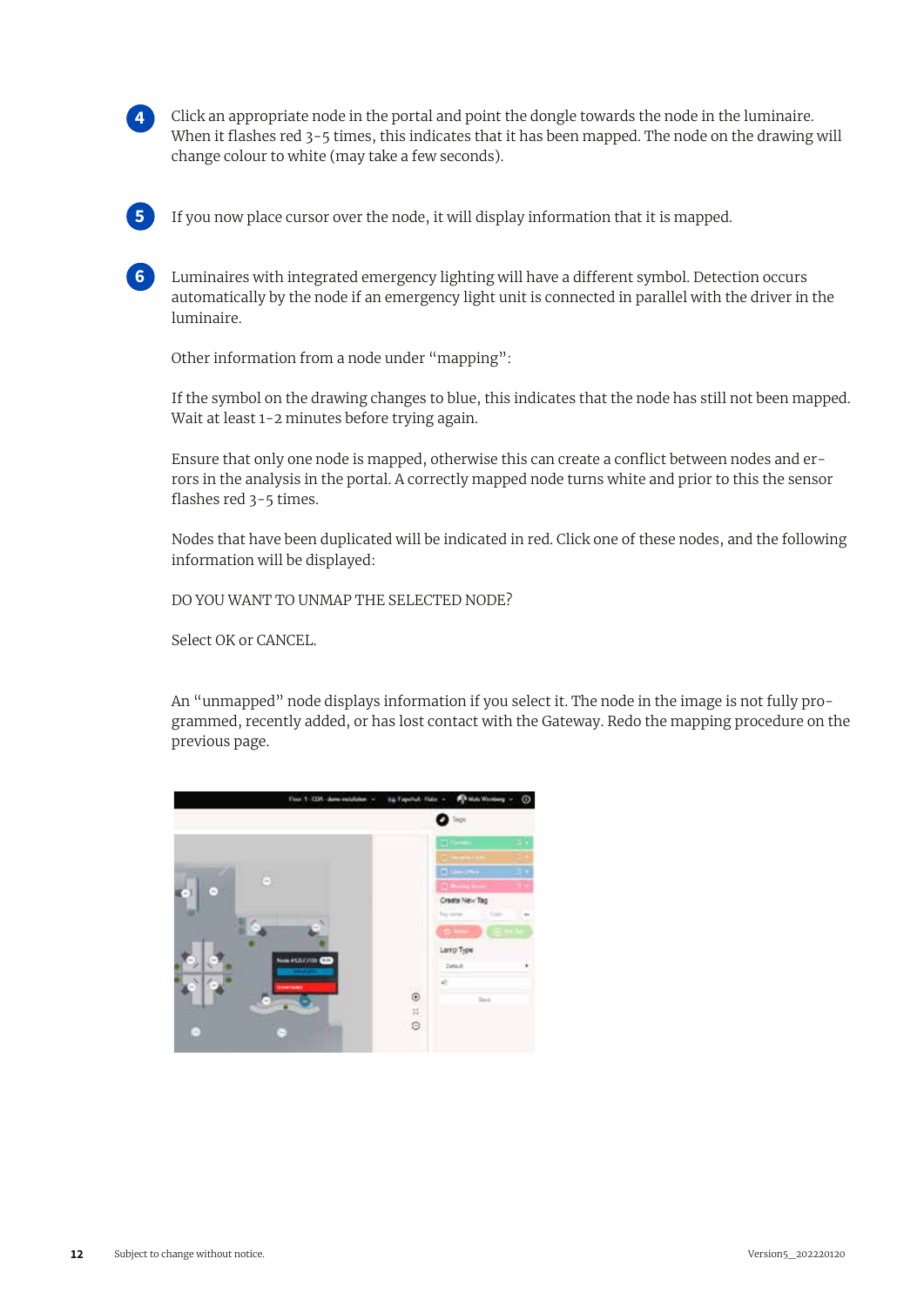4. Click an appropriate node in the portal and point the dongle towards the node in the luminaire. When it flashes red 3-5 times, this indicates that it has been mapped. The node on the drawing will change colour to white (may take a few seconds).

5. If you now place cursor over the node, it will display information that it is mapped.

6. Luminaires with integrated emergency lighting will have a different symbol. Detection occurs automatically by the node if an emergency light unit is connected in parallel with the driver in the luminaire.

   Other information from a node under "mapping":

   If the symbol on the drawing changes to blue, this indicates that the node has still not been mapped. Wait at least 1-2 minutes before trying again.

   Ensure that only one node is mapped, otherwise this can create a conflict between nodes and errors in the analysis in the portal. A correctly mapped node turns white and prior to this the sensor flashes red 3-5 times.

   Nodes that have been duplicated will be indicated in red. Click one of these nodes, and the following information will be displayed:

   DO YOU WANT TO UNMAP THE SELECTED NODE?

   Select OK or CANCEL.

   An "unmapped" node displays information if you select it. The node in the image is not fully programmed, recently added, or has lost contact with the Gateway. Redo the mapping procedure on the previous page.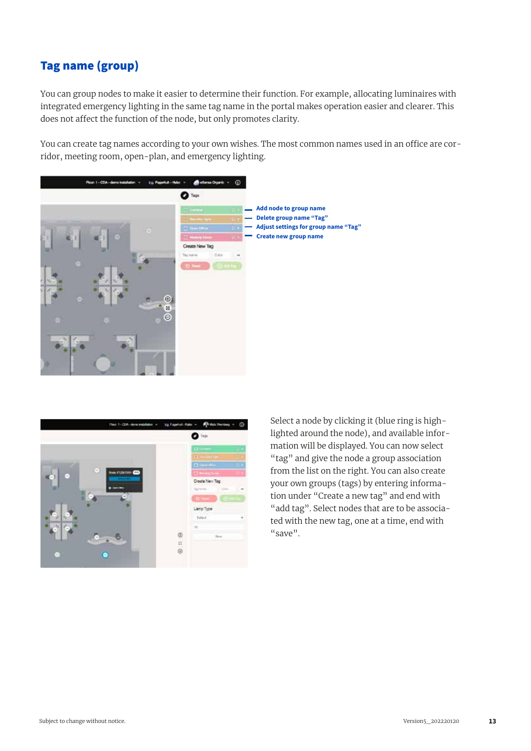## Tag name (group)

You can group nodes to make it easier to determine their function. For example, allocating luminaires with integrated emergency lighting in the same tag name in the portal makes operation easier and clearer. This does not affect the function of the node, but only promotes clarity.

You can create tag names according to your own wishes. The most common names used in an office are corridor, meeting room, open-plan, and emergency lighting.

- Add node to group name
- Delete group name "Tag"
- Adjust settings for group name "Tag"
- Create new group name

Select a node by clicking it (blue ring is highlighted around the node), and available information will be displayed. You can now select "tag" and give the node a group association from the list on the right. You can also create your own groups (tags) by entering information under "Create a new tag" and end with "add tag". Select nodes that are to be associated with the new tag, one at a time, end with "save".

Subject to change without notice.

Version5_202220120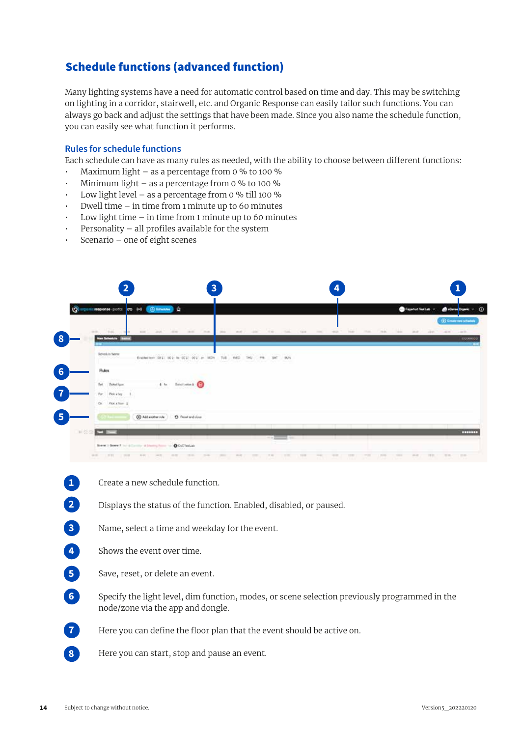## Schedule functions (advanced function)

Many lighting systems have a need for automatic control based on time and day. This may be switching on lighting in a corridor, stairwell, etc. and Organic Response can easily tailor such functions. You can always go back and adjust the settings that have been made. Since you also name the schedule function, you can easily see what function it performs.

### Rules for schedule functions

Each schedule can have as many rules as needed, with the ability to choose between different functions:

- Maximum light – as a percentage from 0 % to 100 %
- Minimum light – as a percentage from 0 % to 100 %
- Low light level – as a percentage from 0 % till 100 %
- Dwell time – in time from 1 minute up to 60 minutes
- Low light time – in time from 1 minute up to 60 minutes
- Personality – all profiles available for the system
- Scenario – one of eight scenes

1. Create a new schedule function.
2. Displays the status of the function. Enabled, disabled, or paused.
3. Name, select a time and weekday for the event.
4. Shows the event over time.
5. Save, reset, or delete an event.
6. Specify the light level, dim function, modes, or scene selection previously programmed in the node/zone via the app and dongle.
7. Here you can define the floor plan that the event should be active on.
8. Here you can start, stop and pause an event.

Subject to change without notice.

Version5_202220120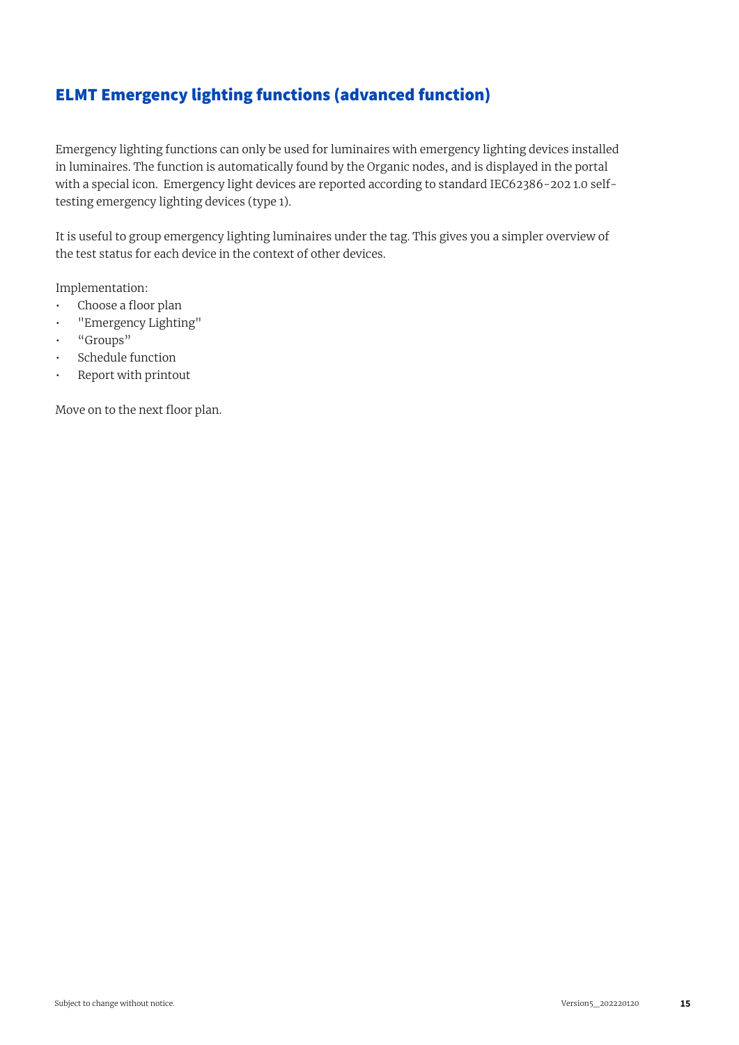## ELMT Emergency lighting functions (advanced function)

Emergency lighting functions can only be used for luminaires with emergency lighting devices installed in luminaires. The function is automatically found by the Organic nodes, and is displayed in the portal with a special icon. Emergency light devices are reported according to standard IEC62386-202 1.0 self-testing emergency lighting devices (type 1).

It is useful to group emergency lighting luminaires under the tag. This gives you a simpler overview of the test status for each device in the context of other devices.

Implementation:

- Choose a floor plan
- "Emergency Lighting"
- “Groups”
- Schedule function
- Report with printout

Move on to the next floor plan.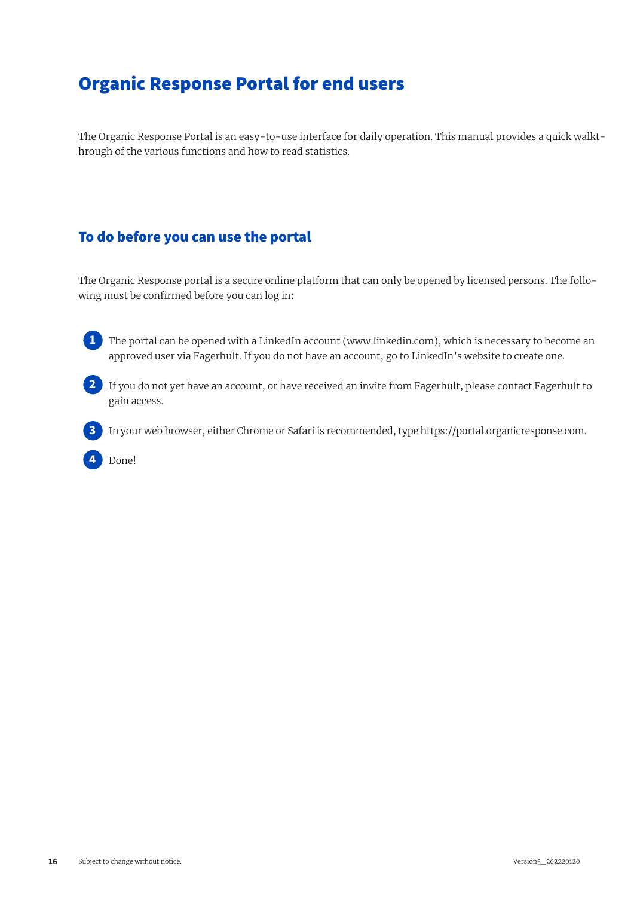# Organic Response Portal for end users

The Organic Response Portal is an easy-to-use interface for daily operation. This manual provides a quick walkthrough of the various functions and how to read statistics.

## To do before you can use the portal

The Organic Response portal is a secure online platform that can only be opened by licensed persons. The following must be confirmed before you can log in:

1. The portal can be opened with a LinkedIn account (www.linkedin.com), which is necessary to become an approved user via Fagerhult. If you do not have an account, go to LinkedIn's website to create one.
2. If you do not yet have an account, or have received an invite from Fagerhult, please contact Fagerhult to gain access.
3. In your web browser, either Chrome or Safari is recommended, type https://portal.organicresponse.com.
4. Done!

Subject to change without notice.

Version5_202220120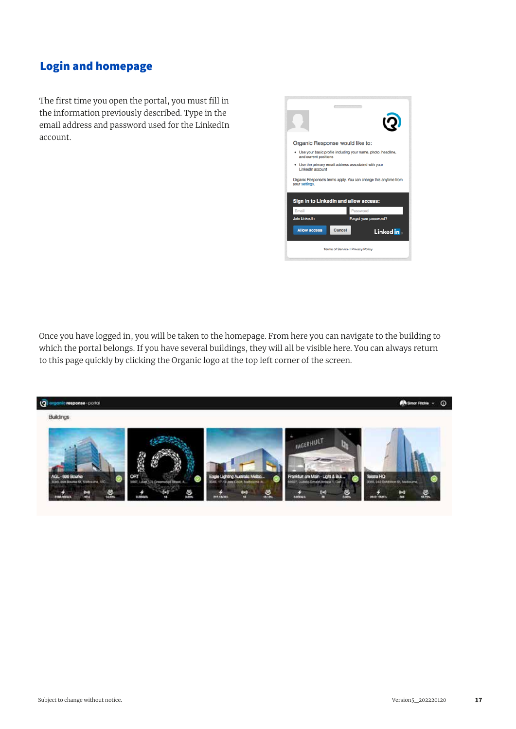## Login and homepage

The first time you open the portal, you must fill in the information previously described. Type in the email address and password used for the LinkedIn account.

Once you have logged in, you will be taken to the homepage. From here you can navigate to the building to which the portal belongs. If you have several buildings, they will all be visible here. You can always return to this page quickly by clicking the Organic logo at the top left corner of the screen.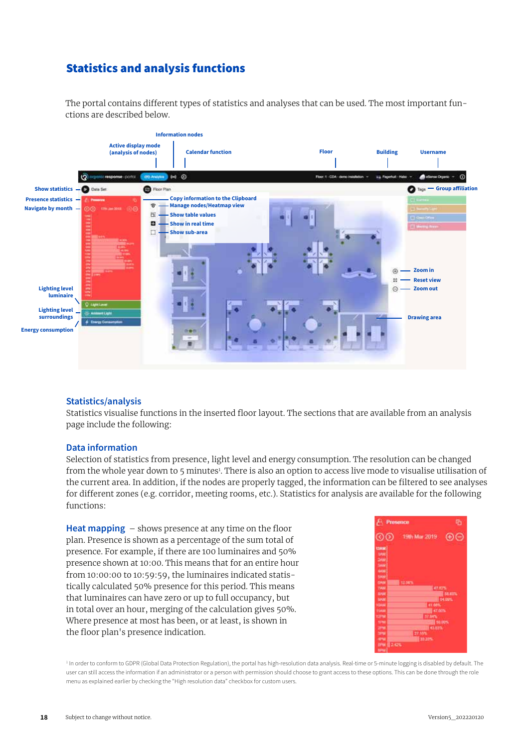# Statistics and analysis functions

The portal contains different types of statistics and analyses that can be used. The most important functions are described below.

Information nodes

Active display mode (analysis of nodes)

Calendar function

Floor

Building

Username

Show statistics

Presence statistics

Navigate by month

Copy information to the Clipboard

Manage nodes/Heatmap view

Show table values

Show in real time

Show sub-area

Group affiliation

Zoom in

Reset view

Zoom out

Drawing area

Lighting level luminaire

Lighting level surroundings

Energy consumption

## Statistics/analysis

Statistics visualise functions in the inserted floor layout. The sections that are available from an analysis page include the following:

## Data information

Selection of statistics from presence, light level and energy consumption. The resolution can be changed from the whole year down to 5 minutes[1]. There is also an option to access live mode to visualise utilisation of the current area. In addition, if the nodes are properly tagged, the information can be filtered to see analyses for different zones (e.g. corridor, meeting rooms, etc.). Statistics for analysis are available for the following functions:

**Heat mapping** – shows presence at any time on the floor plan. Presence is shown as a percentage of the sum total of presence. For example, if there are 100 luminaires and 50% presence shown at 10:00. This means that for an entire hour from 10:00:00 to 10:59:59, the luminaires indicated statistically calculated 50% presence for this period. This means that luminaires can have zero or up to full occupancy, but in total over an hour, merging of the calculation gives 50%. Where presence at most has been, or at least, is shown in the floor plan's presence indication.

[1] In order to conform to GDPR (Global Data Protection Regulation), the portal has high-resolution data analysis. Real-time or 5-minute logging is disabled by default. The user can still access the information if an administrator or a person with permission should choose to grant access to these options. This can be done through the role menu as explained earlier by checking the "High resolution data" checkbox for custom users.

Subject to change without notice. Version5_202220120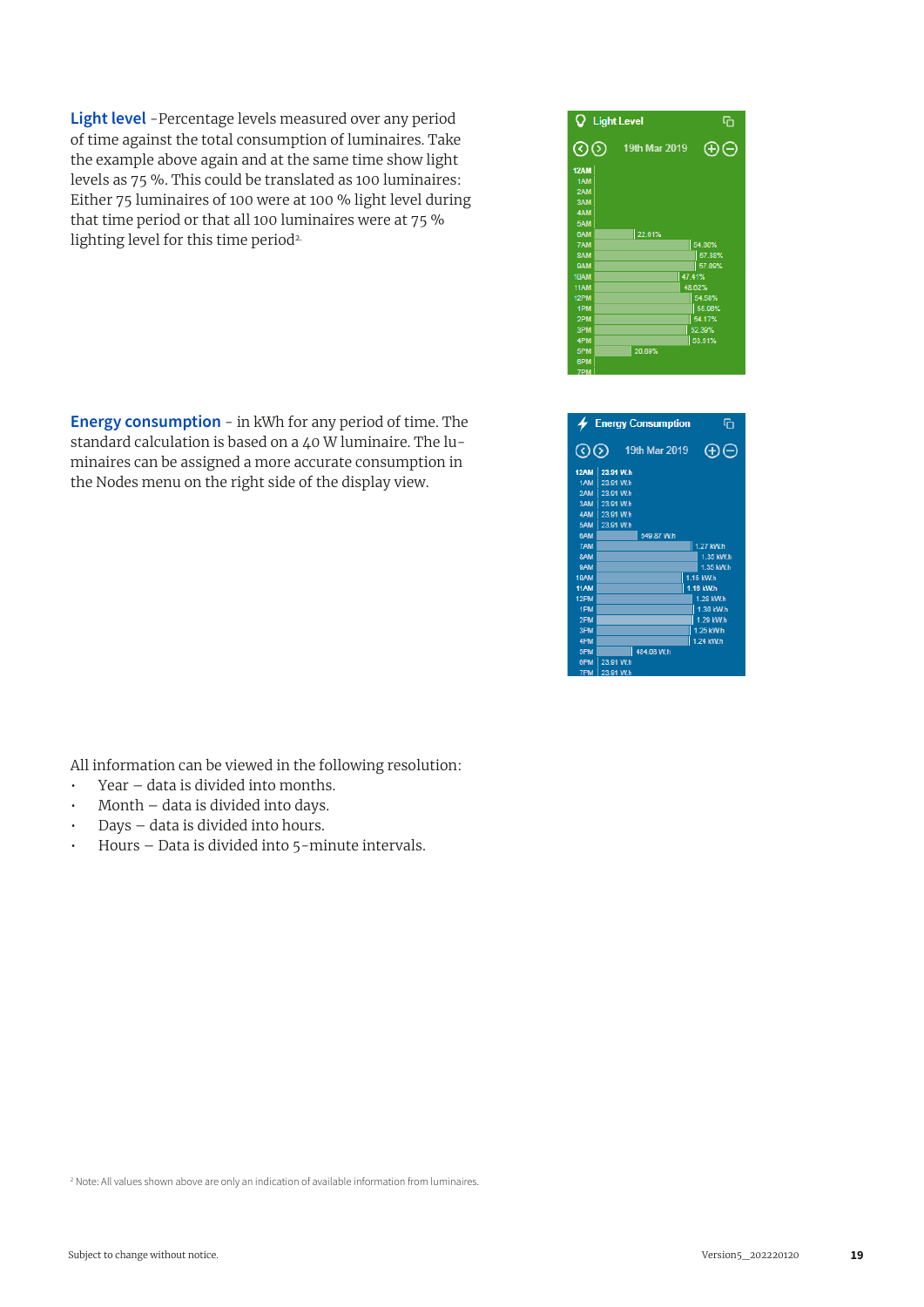**Light level** -Percentage levels measured over any period of time against the total consumption of luminaires. Take the example above again and at the same time show light levels as 75 %. This could be translated as 100 luminaires: Either 75 luminaires of 100 were at 100 % light level during that time period or that all 100 luminaires were at 75 % lighting level for this time period[2].

**Energy consumption** - in kWh for any period of time. The standard calculation is based on a 40 W luminaire. The luminaires can be assigned a more accurate consumption in the Nodes menu on the right side of the display view.

All information can be viewed in the following resolution:

- Year – data is divided into months.
- Month – data is divided into days.
- Days – data is divided into hours.
- Hours – Data is divided into 5-minute intervals.

[2] Note: All values shown above are only an indication of available information from luminaires.

Subject to change without notice.

Version5_202220120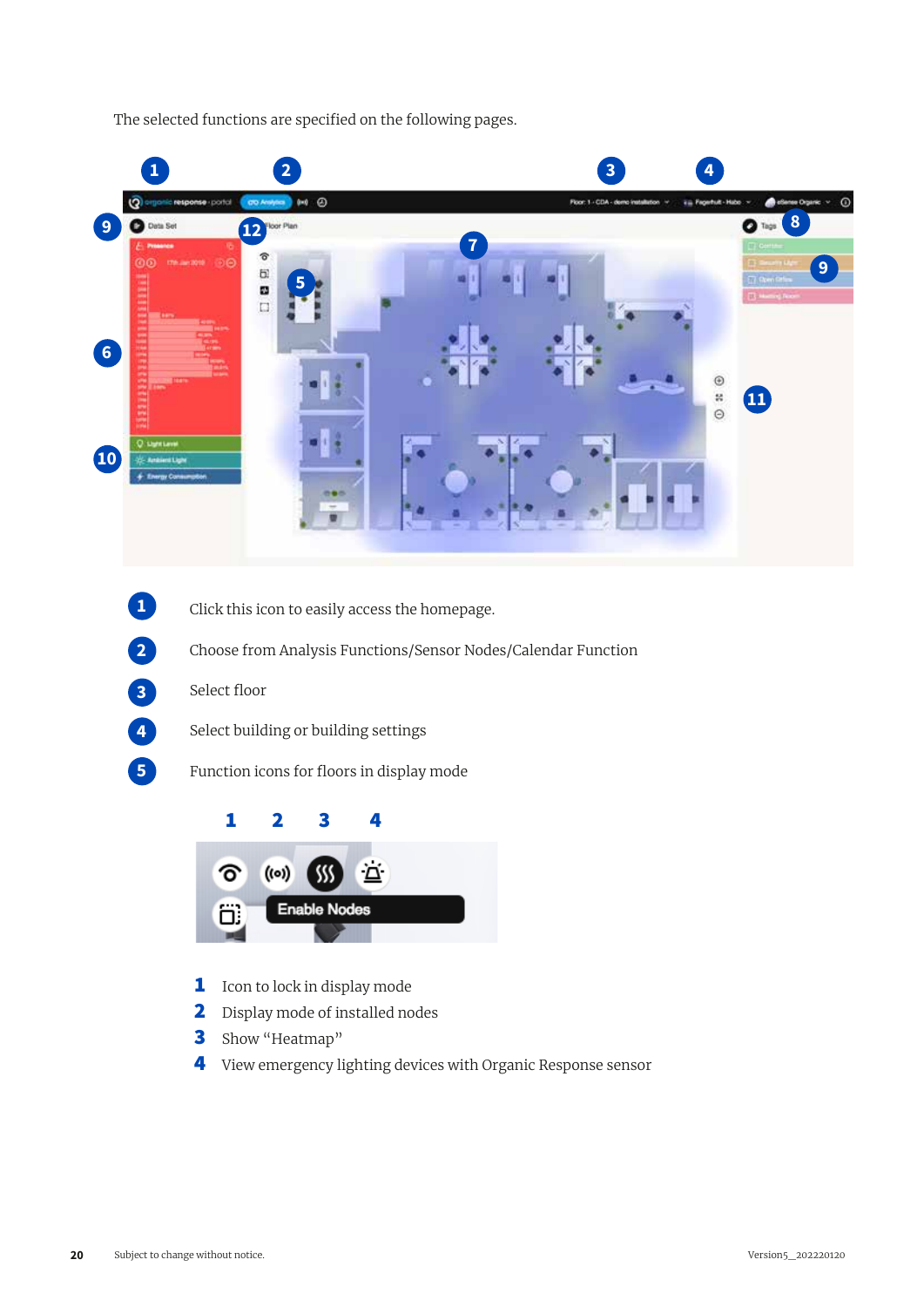The selected functions are specified on the following pages.

1. Click this icon to easily access the homepage.
2. Choose from Analysis Functions/Sensor Nodes/Calendar Function
3. Select floor
4. Select building or building settings
5. Function icons for floors in display mode

1. Icon to lock in display mode
2. Display mode of installed nodes
3. Show “Heatmap”
4. View emergency lighting devices with Organic Response sensor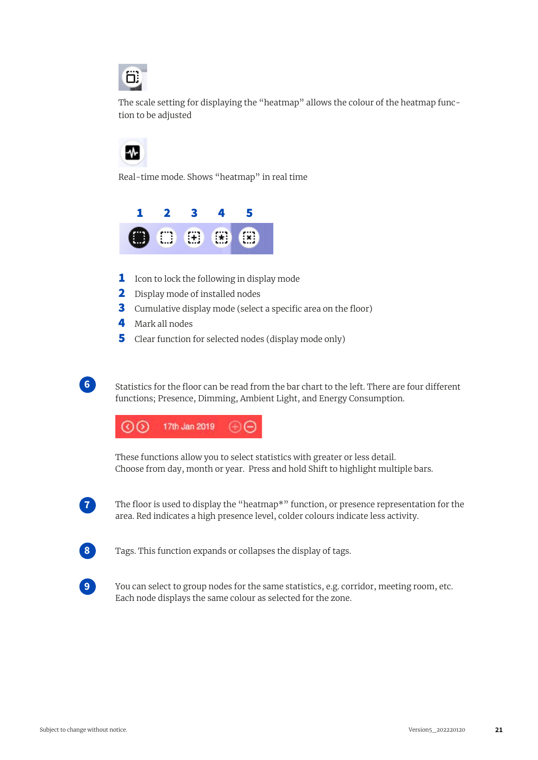The scale setting for displaying the “heatmap” allows the colour of the heatmap function to be adjusted

Real-time mode. Shows “heatmap” in real time

**1** Icon to lock the following in display mode
**2** Display mode of installed nodes
**3** Cumulative display mode (select a specific area on the floor)
**4** Mark all nodes
**5** Clear function for selected nodes (display mode only)

**6** Statistics for the floor can be read from the bar chart to the left. There are four different functions; Presence, Dimming, Ambient Light, and Energy Consumption.

17th Jan 2019

These functions allow you to select statistics with greater or less detail.
Choose from day, month or year. Press and hold Shift to highlight multiple bars.

**7** The floor is used to display the “heatmap*” function, or presence representation for the area. Red indicates a high presence level, colder colours indicate less activity.

**8** Tags. This function expands or collapses the display of tags.

**9** You can select to group nodes for the same statistics, e.g. corridor, meeting room, etc. Each node displays the same colour as selected for the zone.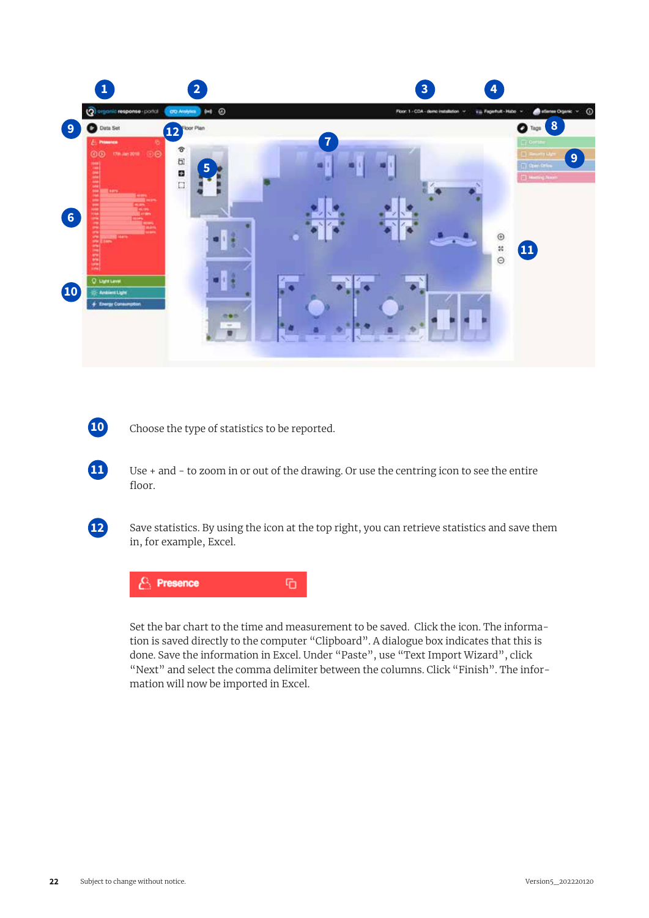10 Choose the type of statistics to be reported.

11 Use + and - to zoom in or out of the drawing. Or use the centring icon to see the entire floor.

12 Save statistics. By using the icon at the top right, you can retrieve statistics and save them in, for example, Excel.

Presence

Set the bar chart to the time and measurement to be saved. Click the icon. The information is saved directly to the computer "Clipboard". A dialogue box indicates that this is done. Save the information in Excel. Under "Paste", use "Text Import Wizard", click "Next" and select the comma delimiter between the columns. Click "Finish". The information will now be imported in Excel.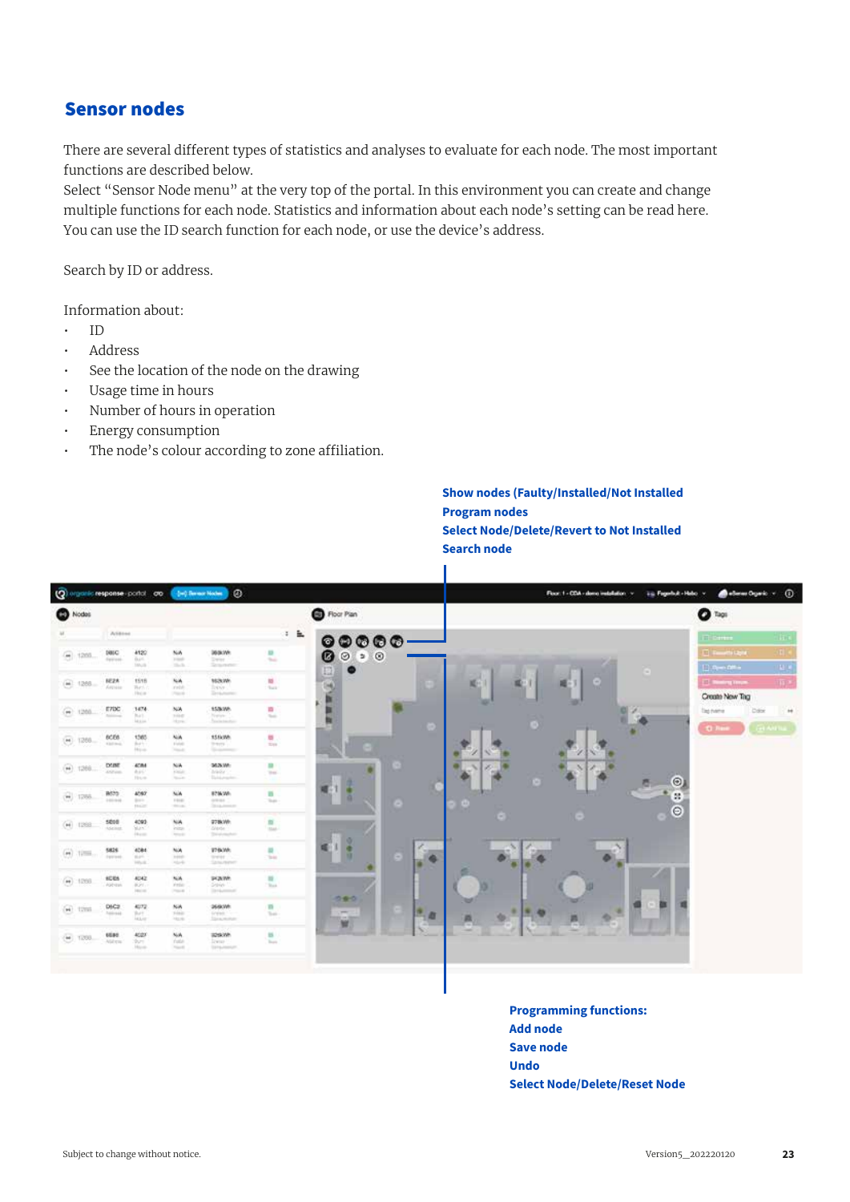## Sensor nodes

There are several different types of statistics and analyses to evaluate for each node. The most important functions are described below.
Select "Sensor Node menu" at the very top of the portal. In this environment you can create and change multiple functions for each node. Statistics and information about each node's setting can be read here. You can use the ID search function for each node, or use the device's address.

Search by ID or address.

Information about:

- ID
- Address
- See the location of the node on the drawing
- Usage time in hours
- Number of hours in operation
- Energy consumption
- The node's colour according to zone affiliation.

**Show nodes (Faulty/Installed/Not Installed**
**Program nodes**
**Select Node/Delete/Revert to Not Installed**
**Search node**

**Programming functions:**
**Add node**
**Save node**
**Undo**
**Select Node/Delete/Reset Node**

Subject to change without notice.

Version5_202220120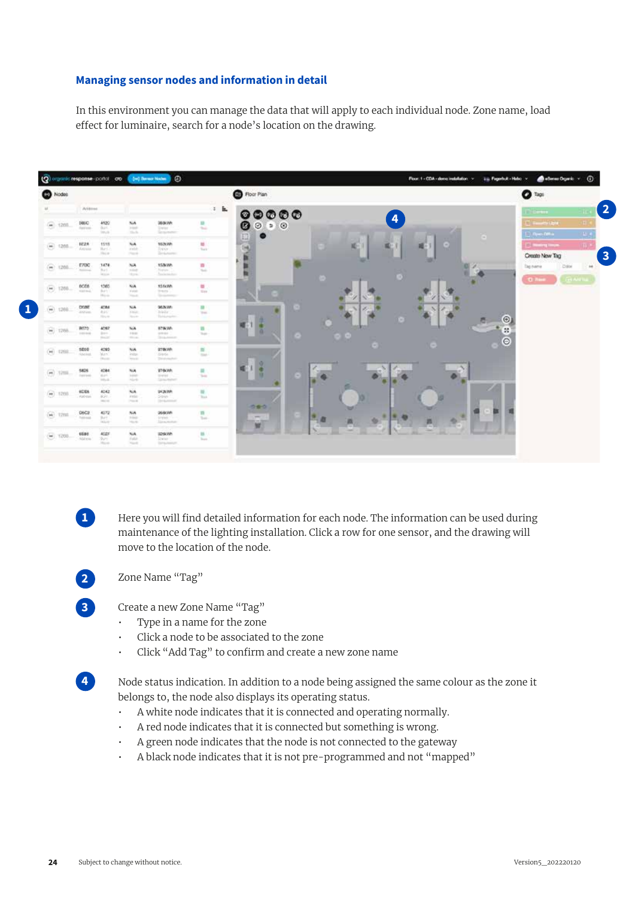## Managing sensor nodes and information in detail

In this environment you can manage the data that will apply to each individual node. Zone name, load effect for luminaire, search for a node's location on the drawing.

**1** Here you will find detailed information for each node. The information can be used during maintenance of the lighting installation. Click a row for one sensor, and the drawing will move to the location of the node.

**2** Zone Name "Tag"

**3** Create a new Zone Name "Tag"

- Type in a name for the zone
- Click a node to be associated to the zone
- Click "Add Tag" to confirm and create a new zone name

**4** Node status indication. In addition to a node being assigned the same colour as the zone it belongs to, the node also displays its operating status.

- A white node indicates that it is connected and operating normally.
- A red node indicates that it is connected but something is wrong.
- A green node indicates that the node is not connected to the gateway
- A black node indicates that it is not pre-programmed and not "mapped"

Subject to change without notice.

Version5_202220120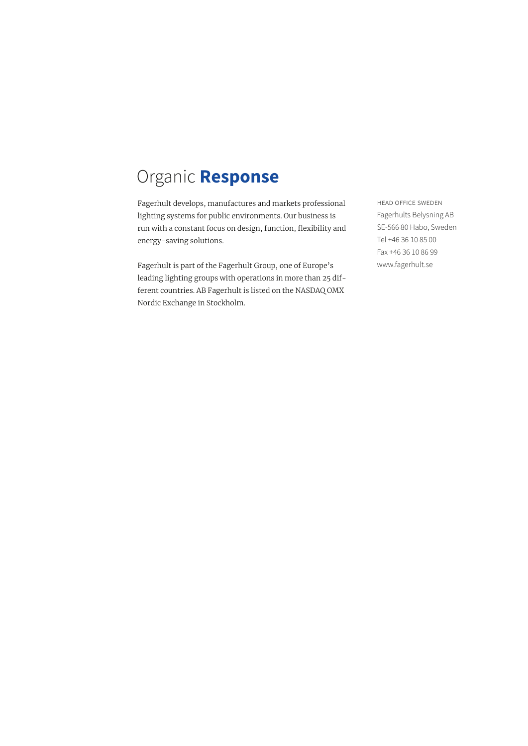# Organic **Response**

Fagerhult develops, manufactures and markets professional lighting systems for public environments. Our business is run with a constant focus on design, function, flexibility and energy-saving solutions.

Fagerhult is part of the Fagerhult Group, one of Europe's leading lighting groups with operations in more than 25 different countries. AB Fagerhult is listed on the NASDAQ OMX Nordic Exchange in Stockholm.

HEAD OFFICE SWEDEN
Fagerhults Belysning AB
SE-566 80 Habo, Sweden
Tel +46 36 10 85 00
Fax +46 36 10 86 99
www.fagerhult.se